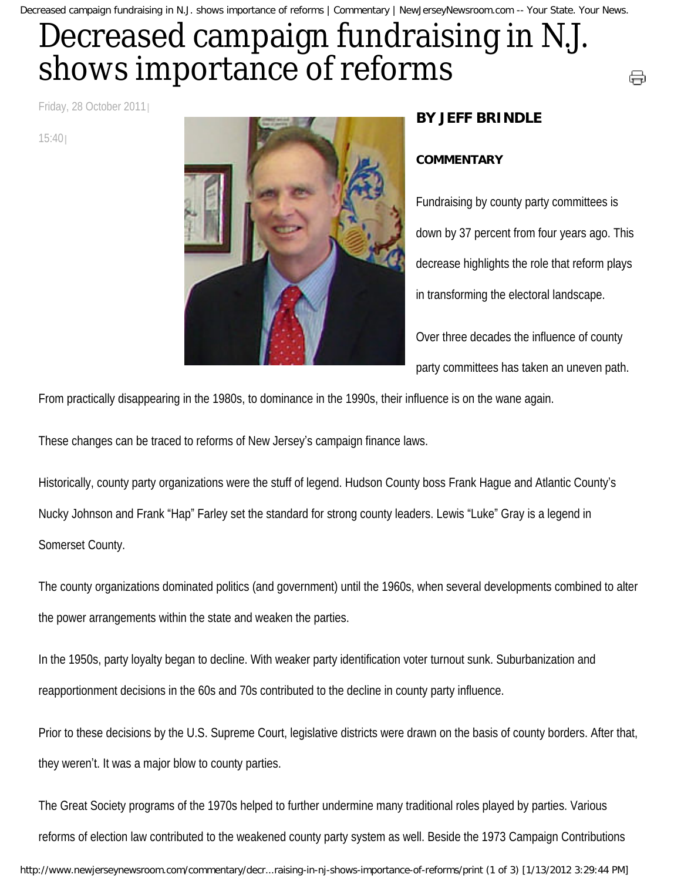# Decreased campaign fundraising in N.J. shows importance of reforms

Friday, 28 October 2011 | 15:40 |

**BY JEFF BRINDLE**

**COMMENTARY**

Fundraising by county party committees is down by 37 percent from four years ago. This decrease highlights the role that reform plays in transforming the electoral landscape.

Over three decades the influence of county party committees has taken an uneven path. From practically disappearing in the 1980s, to dominance in the 1990s, their influence is on the wane again.

These changes can be traced to reforms of New Jersey's campaign finance laws.

Historically, county party organizations were the stuff of legend. Hudson County boss Frank Hague and Atlantic County's Nucky Johnson and Frank "Hap" Farley set the standard for strong county leaders. Lewis "Luke" Gray is a legend in Somerset County.

The county organizations dominated politics (and government) until the 1960s, when several developments combined to alter the power arrangements within the state and weaken the parties.

In the 1950s, party loyalty began to decline. With weaker party identification voter turnout sunk. Suburbanization and reapportionment decisions in the 60s and 70s contributed to the decline in county party influence.

Prior to these decisions by the U.S. Supreme Court, legislative districts were drawn on the basis of county borders. After that, they weren't. It was a major blow to county parties.

The Great Society programs of the 1970s helped to further undermine many traditional roles played by parties. Various reforms of election law contributed to the weakened county party system as well. Beside the 1973 Campaign Contributions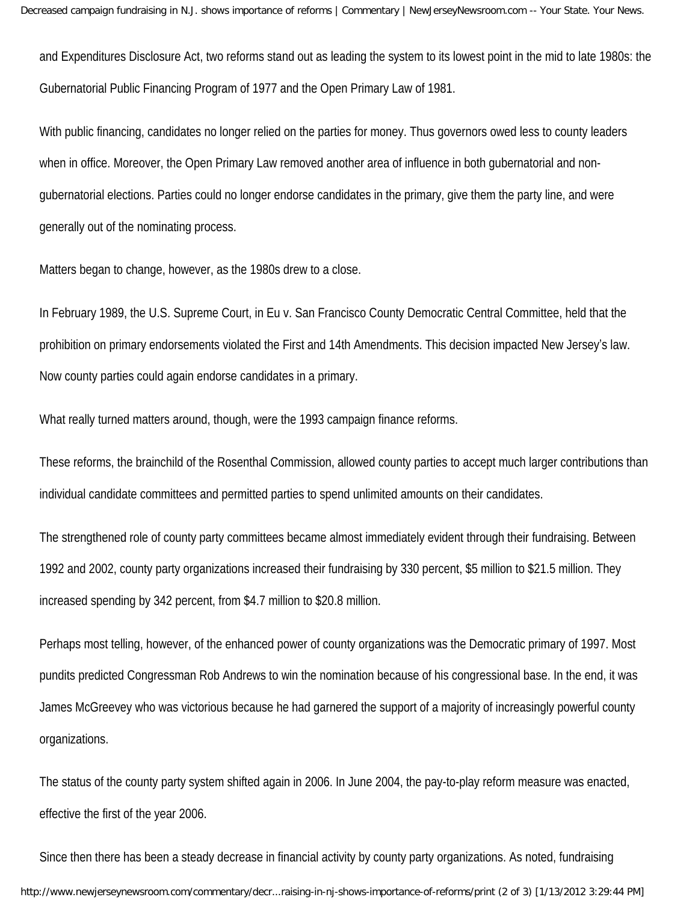and Expenditures Disclosure Act, two reforms stand out as leading the system to its lowest point in the mid to late 1980s: the Gubernatorial Public Financing Program of 1977 and the Open Primary Law of 1981.

With public financing, candidates no longer relied on the parties for money. Thus governors owed less to county leaders when in office. Moreover, the Open Primary Law removed another area of influence in both gubernatorial and non-gubernatorial elections. Parties could no longer endorse candidates in the primary, give them the party line, and were generally out of the nominating process.

Matters began to change, however, as the 1980s drew to a close.

In February 1989, the U.S. Supreme Court, in Eu v. San Francisco County Democratic Central Committee, held that the prohibition on primary endorsements violated the First and 14th Amendments. This decision impacted New Jersey's law. Now county parties could again endorse candidates in a primary.

What really turned matters around, though, were the 1993 campaign finance reforms.

These reforms, the brainchild of the Rosenthal Commission, allowed county parties to accept much larger contributions than individual candidate committees and permitted parties to spend unlimited amounts on their candidates.

The strengthened role of county party committees became almost immediately evident through their fundraising. Between 1992 and 2002, county party organizations increased their fundraising by 330 percent, $5 million to $21.5 million. They increased spending by 342 percent, from $4.7 million to $20.8 million.

Perhaps most telling, however, of the enhanced power of county organizations was the Democratic primary of 1997. Most pundits predicted Congressman Rob Andrews to win the nomination because of his congressional base. In the end, it was James McGreevey who was victorious because he had garnered the support of a majority of increasingly powerful county organizations.

The status of the county party system shifted again in 2006. In June 2004, the pay-to-play reform measure was enacted, effective the first of the year 2006.

Since then there has been a steady decrease in financial activity by county party organizations. As noted, fundraising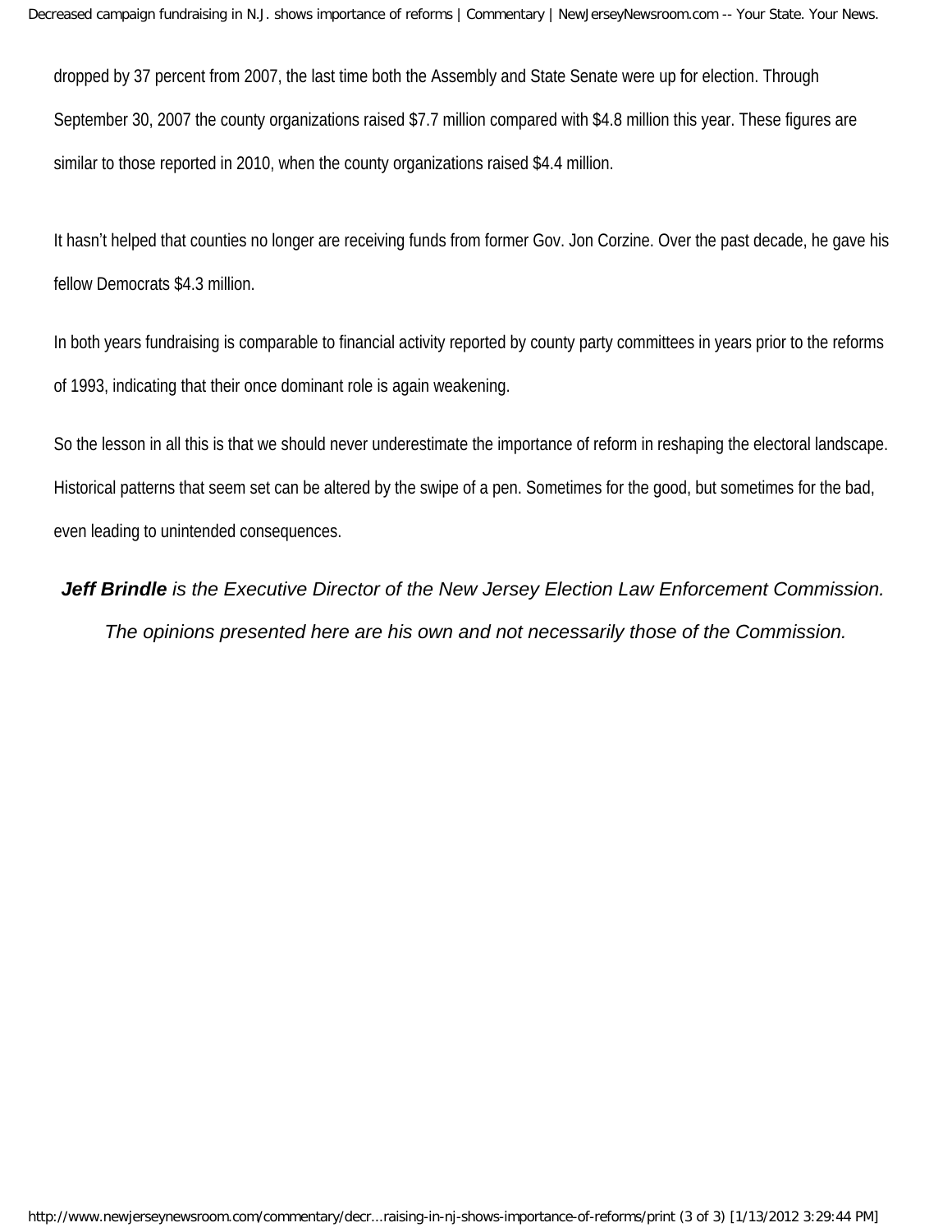dropped by 37 percent from 2007, the last time both the Assembly and State Senate were up for election. Through September 30, 2007 the county organizations raised $7.7 million compared with $4.8 million this year. These figures are similar to those reported in 2010, when the county organizations raised $4.4 million.

It hasn't helped that counties no longer are receiving funds from former Gov. Jon Corzine. Over the past decade, he gave his fellow Democrats $4.3 million.

In both years fundraising is comparable to financial activity reported by county party committees in years prior to the reforms of 1993, indicating that their once dominant role is again weakening.

So the lesson in all this is that we should never underestimate the importance of reform in reshaping the electoral landscape. Historical patterns that seem set can be altered by the swipe of a pen. Sometimes for the good, but sometimes for the bad, even leading to unintended consequences.

***Jeff Brindle*** *is the Executive Director of the New Jersey Election Law Enforcement Commission. The opinions presented here are his own and not necessarily those of the Commission.*